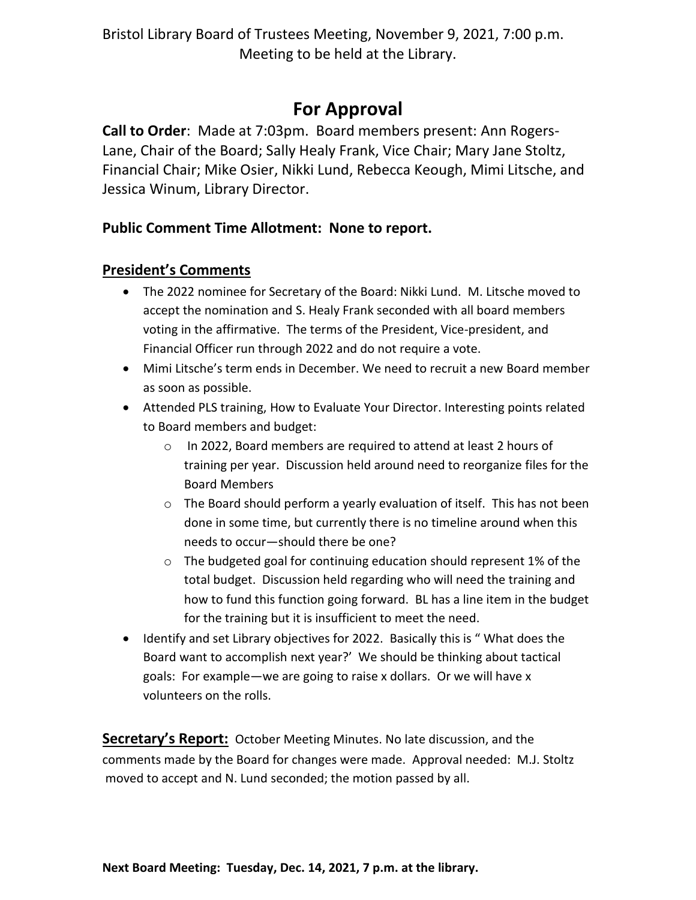Bristol Library Board of Trustees Meeting, November 9, 2021, 7:00 p.m.
Meeting to be held at the Library.

# For Approval

**Call to Order**: Made at 7:03pm. Board members present: Ann Rogers-Lane, Chair of the Board; Sally Healy Frank, Vice Chair; Mary Jane Stoltz, Financial Chair; Mike Osier, Nikki Lund, Rebecca Keough, Mimi Litsche, and Jessica Winum, Library Director.

**Public Comment Time Allotment: None to report.**

## President's Comments

- The 2022 nominee for Secretary of the Board: Nikki Lund. M. Litsche moved to accept the nomination and S. Healy Frank seconded with all board members voting in the affirmative. The terms of the President, Vice-president, and Financial Officer run through 2022 and do not require a vote.
- Mimi Litsche's term ends in December. We need to recruit a new Board member as soon as possible.
- Attended PLS training, How to Evaluate Your Director. Interesting points related to Board members and budget:
    - In 2022, Board members are required to attend at least 2 hours of training per year. Discussion held around need to reorganize files for the Board Members
    - The Board should perform a yearly evaluation of itself. This has not been done in some time, but currently there is no timeline around when this needs to occur—should there be one?
    - The budgeted goal for continuing education should represent 1% of the total budget. Discussion held regarding who will need the training and how to fund this function going forward. BL has a line item in the budget for the training but it is insufficient to meet the need.
- Identify and set Library objectives for 2022. Basically this is " What does the Board want to accomplish next year?' We should be thinking about tactical goals: For example—we are going to raise x dollars. Or we will have x volunteers on the rolls.

**Secretary's Report:** October Meeting Minutes. No late discussion, and the comments made by the Board for changes were made. Approval needed: M.J. Stoltz moved to accept and N. Lund seconded; the motion passed by all.

**Next Board Meeting: Tuesday, Dec. 14, 2021, 7 p.m. at the library.**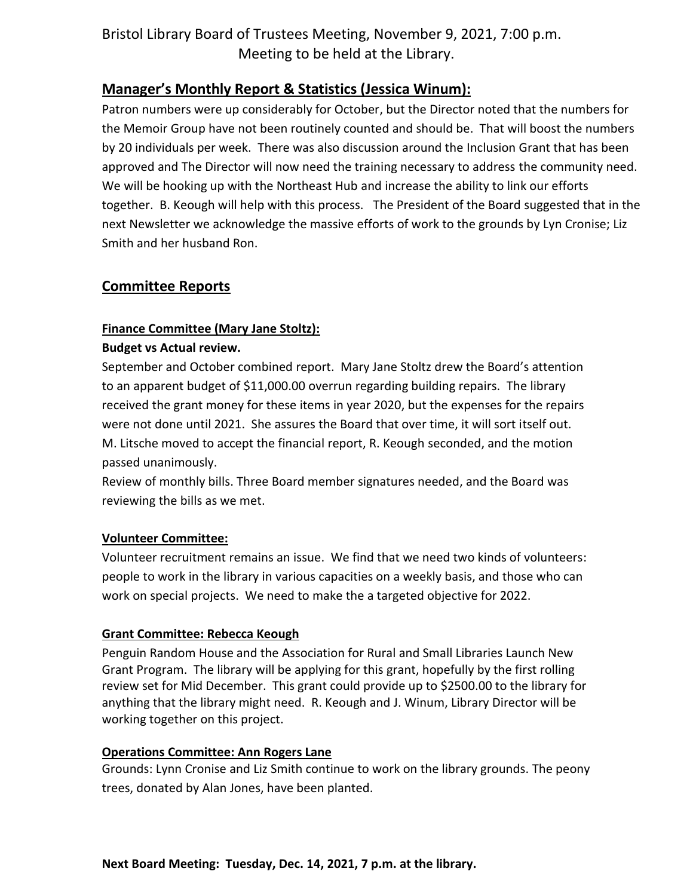Bristol Library Board of Trustees Meeting, November 9, 2021, 7:00 p.m.
Meeting to be held at the Library.

## Manager's Monthly Report & Statistics (Jessica Winum):

Patron numbers were up considerably for October, but the Director noted that the numbers for the Memoir Group have not been routinely counted and should be. That will boost the numbers by 20 individuals per week. There was also discussion around the Inclusion Grant that has been approved and The Director will now need the training necessary to address the community need. We will be hooking up with the Northeast Hub and increase the ability to link our efforts together. B. Keough will help with this process. The President of the Board suggested that in the next Newsletter we acknowledge the massive efforts of work to the grounds by Lyn Cronise; Liz Smith and her husband Ron.

## Committee Reports

### Finance Committee (Mary Jane Stoltz):

**Budget vs Actual review.**

September and October combined report. Mary Jane Stoltz drew the Board's attention to an apparent budget of $11,000.00 overrun regarding building repairs. The library received the grant money for these items in year 2020, but the expenses for the repairs were not done until 2021. She assures the Board that over time, it will sort itself out. M. Litsche moved to accept the financial report, R. Keough seconded, and the motion passed unanimously.

Review of monthly bills. Three Board member signatures needed, and the Board was reviewing the bills as we met.

### Volunteer Committee:

Volunteer recruitment remains an issue. We find that we need two kinds of volunteers: people to work in the library in various capacities on a weekly basis, and those who can work on special projects. We need to make the a targeted objective for 2022.

### Grant Committee: Rebecca Keough

Penguin Random House and the Association for Rural and Small Libraries Launch New Grant Program. The library will be applying for this grant, hopefully by the first rolling review set for Mid December. This grant could provide up to $2500.00 to the library for anything that the library might need. R. Keough and J. Winum, Library Director will be working together on this project.

### Operations Committee: Ann Rogers Lane

Grounds: Lynn Cronise and Liz Smith continue to work on the library grounds. The peony trees, donated by Alan Jones, have been planted.

**Next Board Meeting: Tuesday, Dec. 14, 2021, 7 p.m. at the library.**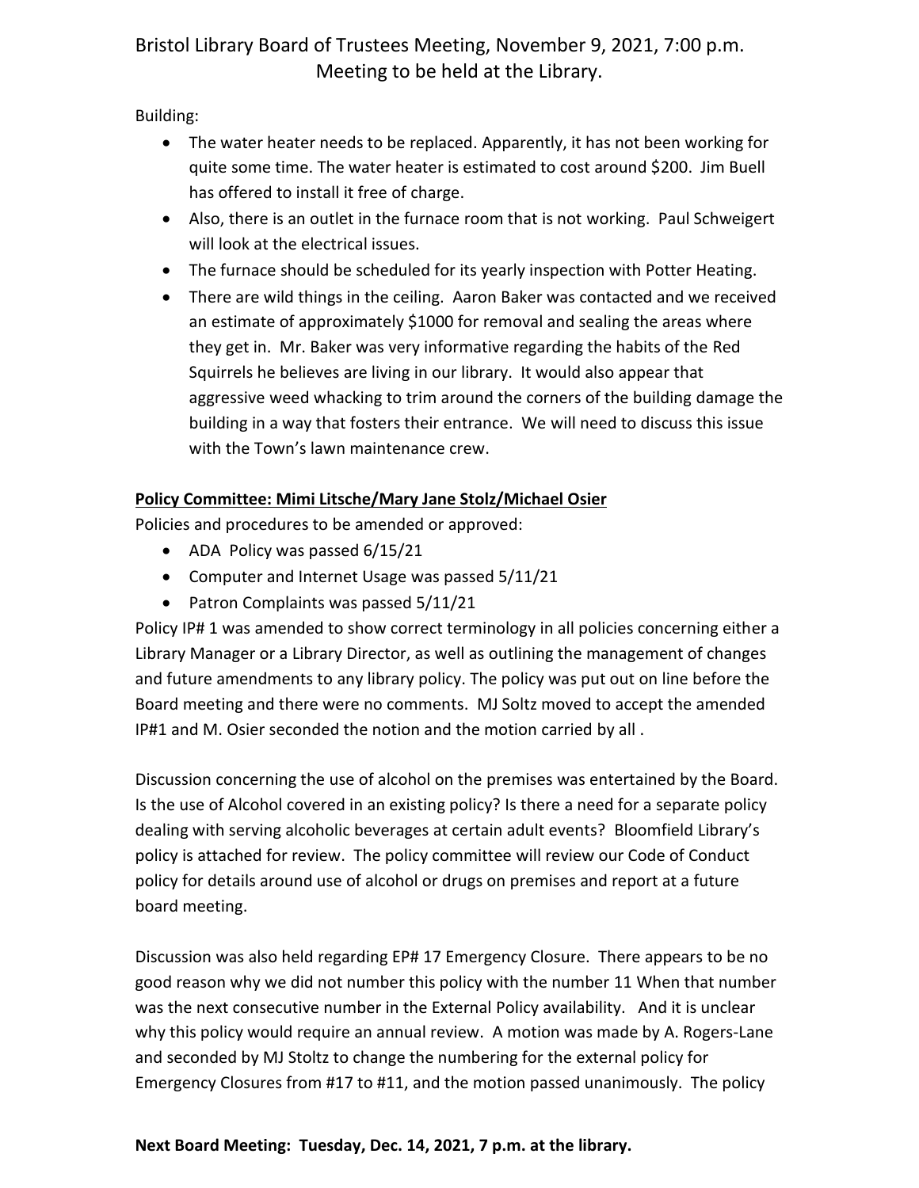Building:

- The water heater needs to be replaced. Apparently, it has not been working for quite some time. The water heater is estimated to cost around $200. Jim Buell has offered to install it free of charge.
- Also, there is an outlet in the furnace room that is not working. Paul Schweigert will look at the electrical issues.
- The furnace should be scheduled for its yearly inspection with Potter Heating.
- There are wild things in the ceiling. Aaron Baker was contacted and we received an estimate of approximately $1000 for removal and sealing the areas where they get in. Mr. Baker was very informative regarding the habits of the Red Squirrels he believes are living in our library. It would also appear that aggressive weed whacking to trim around the corners of the building damage the building in a way that fosters their entrance. We will need to discuss this issue with the Town's lawn maintenance crew.

**Policy Committee: Mimi Litsche/Mary Jane Stolz/Michael Osier**

Policies and procedures to be amended or approved:

- ADA Policy was passed 6/15/21
- Computer and Internet Usage was passed 5/11/21
- Patron Complaints was passed 5/11/21

Policy IP# 1 was amended to show correct terminology in all policies concerning either a Library Manager or a Library Director, as well as outlining the management of changes and future amendments to any library policy. The policy was put out on line before the Board meeting and there were no comments. MJ Soltz moved to accept the amended IP#1 and M. Osier seconded the notion and the motion carried by all .

Discussion concerning the use of alcohol on the premises was entertained by the Board. Is the use of Alcohol covered in an existing policy? Is there a need for a separate policy dealing with serving alcoholic beverages at certain adult events? Bloomfield Library's policy is attached for review. The policy committee will review our Code of Conduct policy for details around use of alcohol or drugs on premises and report at a future board meeting.

Discussion was also held regarding EP# 17 Emergency Closure. There appears to be no good reason why we did not number this policy with the number 11 When that number was the next consecutive number in the External Policy availability. And it is unclear why this policy would require an annual review. A motion was made by A. Rogers-Lane and seconded by MJ Stoltz to change the numbering for the external policy for Emergency Closures from #17 to #11, and the motion passed unanimously. The policy

**Next Board Meeting: Tuesday, Dec. 14, 2021, 7 p.m. at the library.**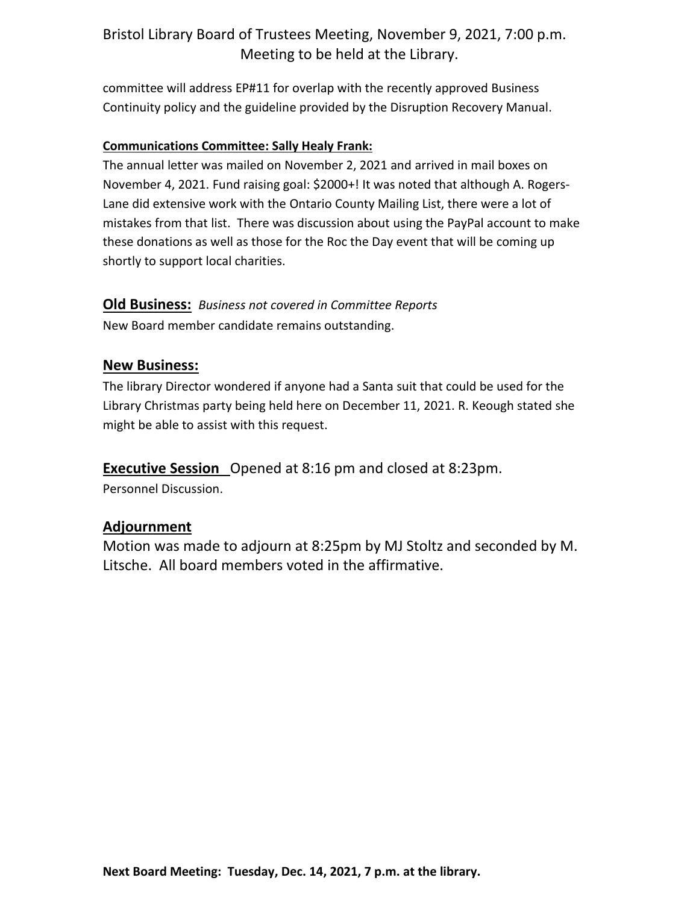committee will address EP#11 for overlap with the recently approved Business Continuity policy and the guideline provided by the Disruption Recovery Manual.

**Communications Committee: Sally Healy Frank:**

The annual letter was mailed on November 2, 2021 and arrived in mail boxes on November 4, 2021. Fund raising goal: $2000+! It was noted that although A. Rogers-Lane did extensive work with the Ontario County Mailing List, there were a lot of mistakes from that list. There was discussion about using the PayPal account to make these donations as well as those for the Roc the Day event that will be coming up shortly to support local charities.

## Old Business: *Business not covered in Committee Reports*

New Board member candidate remains outstanding.

## New Business:

The library Director wondered if anyone had a Santa suit that could be used for the Library Christmas party being held here on December 11, 2021. R. Keough stated she might be able to assist with this request.

## Executive Session Opened at 8:16 pm and closed at 8:23pm.

Personnel Discussion.

## Adjournment

Motion was made to adjourn at 8:25pm by MJ Stoltz and seconded by M. Litsche. All board members voted in the affirmative.

**Next Board Meeting: Tuesday, Dec. 14, 2021, 7 p.m. at the library.**